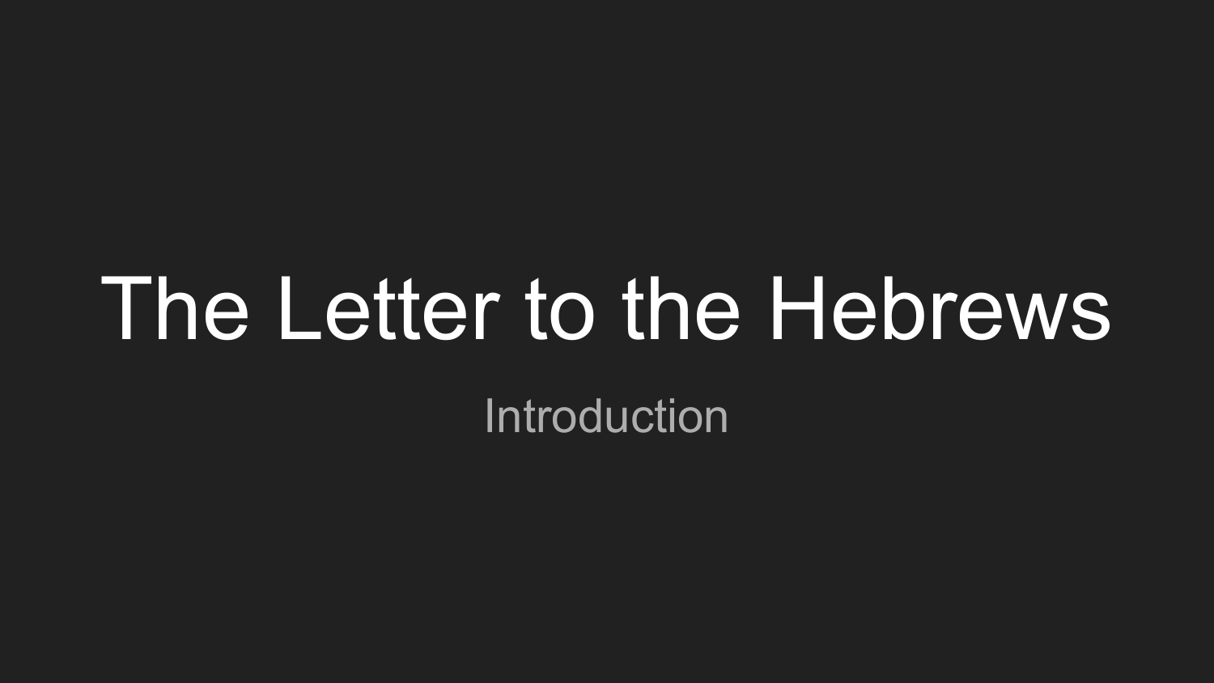# The Letter to the Hebrews

Introduction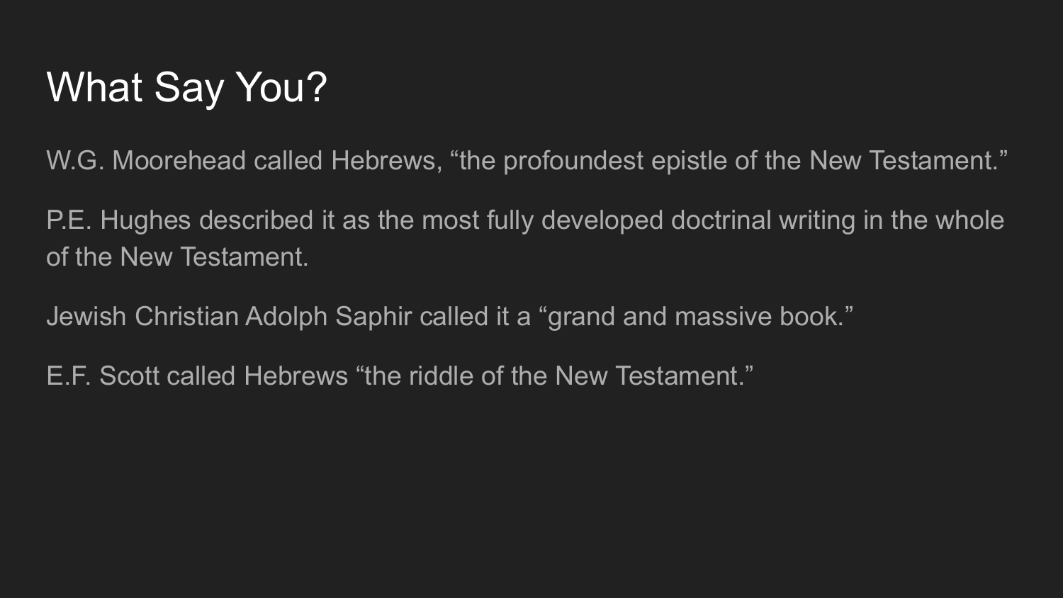# What Say You?

W.G. Moorehead called Hebrews, “the profoundest epistle of the New Testament.”

P.E. Hughes described it as the most fully developed doctrinal writing in the whole of the New Testament.

Jewish Christian Adolph Saphir called it a “grand and massive book.”

E.F. Scott called Hebrews “the riddle of the New Testament.”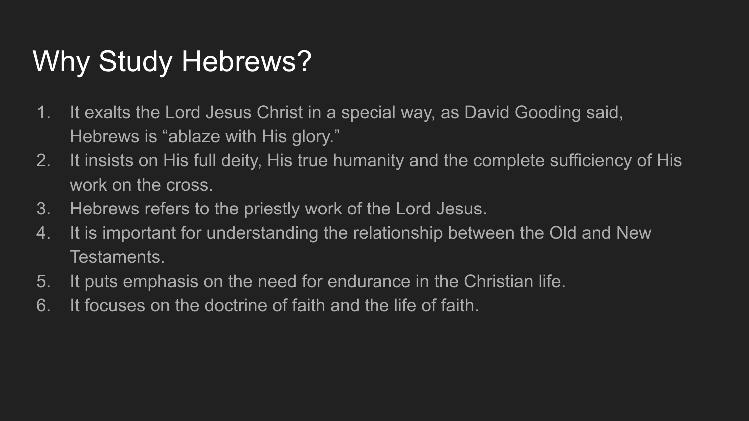# Why Study Hebrews?

1. It exalts the Lord Jesus Christ in a special way, as David Gooding said, Hebrews is “ablaze with His glory.”
2. It insists on His full deity, His true humanity and the complete sufficiency of His work on the cross.
3. Hebrews refers to the priestly work of the Lord Jesus.
4. It is important for understanding the relationship between the Old and New Testaments.
5. It puts emphasis on the need for endurance in the Christian life.
6. It focuses on the doctrine of faith and the life of faith.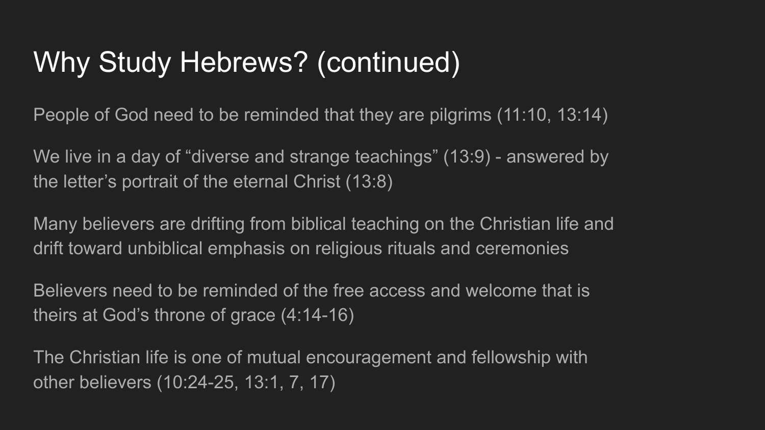# Why Study Hebrews? (continued)

People of God need to be reminded that they are pilgrims (11:10, 13:14)

We live in a day of “diverse and strange teachings” (13:9) - answered by the letter’s portrait of the eternal Christ (13:8)

Many believers are drifting from biblical teaching on the Christian life and drift toward unbiblical emphasis on religious rituals and ceremonies

Believers need to be reminded of the free access and welcome that is theirs at God’s throne of grace (4:14-16)

The Christian life is one of mutual encouragement and fellowship with other believers (10:24-25, 13:1, 7, 17)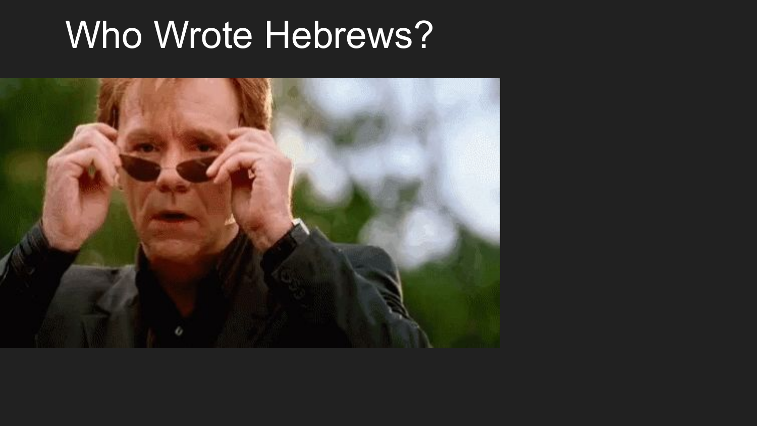# Who Wrote Hebrews?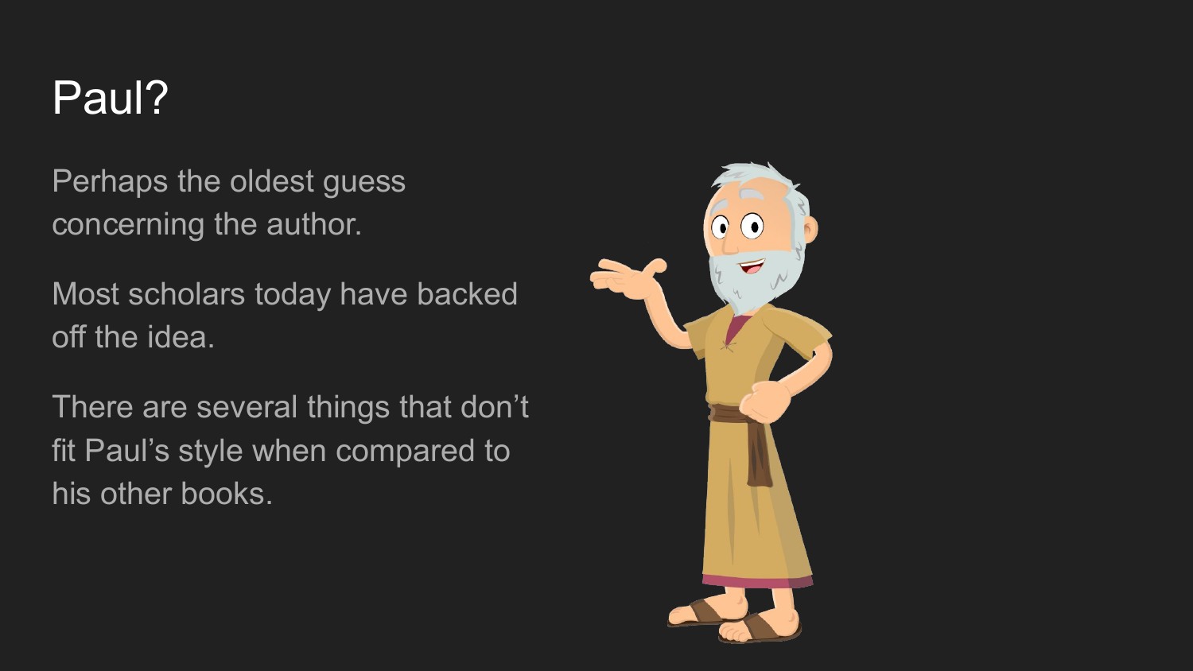# Paul?

Perhaps the oldest guess concerning the author.

Most scholars today have backed off the idea.

There are several things that don't fit Paul's style when compared to his other books.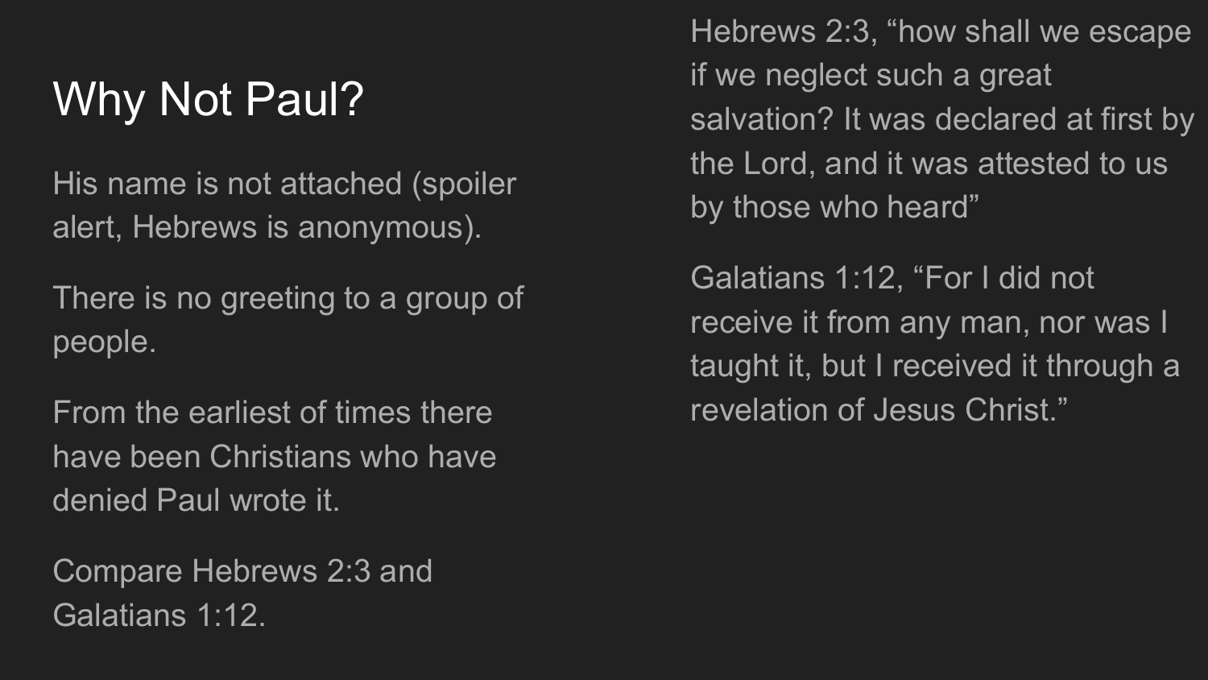# Why Not Paul?

His name is not attached (spoiler alert, Hebrews is anonymous).

There is no greeting to a group of people.

From the earliest of times there have been Christians who have denied Paul wrote it.

Compare Hebrews 2:3 and Galatians 1:12.

Hebrews 2:3, “how shall we escape if we neglect such a great salvation? It was declared at first by the Lord, and it was attested to us by those who heard”

Galatians 1:12, “For I did not receive it from any man, nor was I taught it, but I received it through a revelation of Jesus Christ.”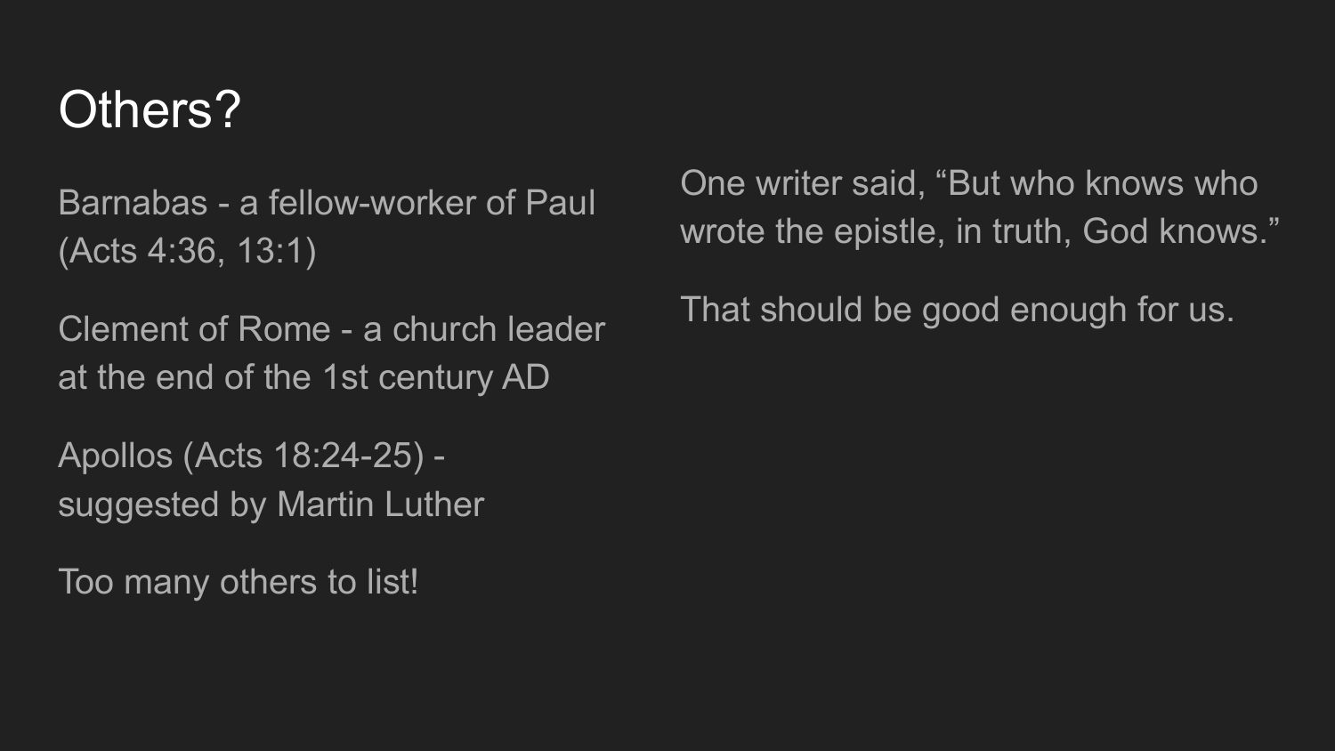# Others?

Barnabas - a fellow-worker of Paul (Acts 4:36, 13:1)

Clement of Rome - a church leader at the end of the 1st century AD

Apollos (Acts 18:24-25) - suggested by Martin Luther

Too many others to list!

One writer said, “But who knows who wrote the epistle, in truth, God knows.”

That should be good enough for us.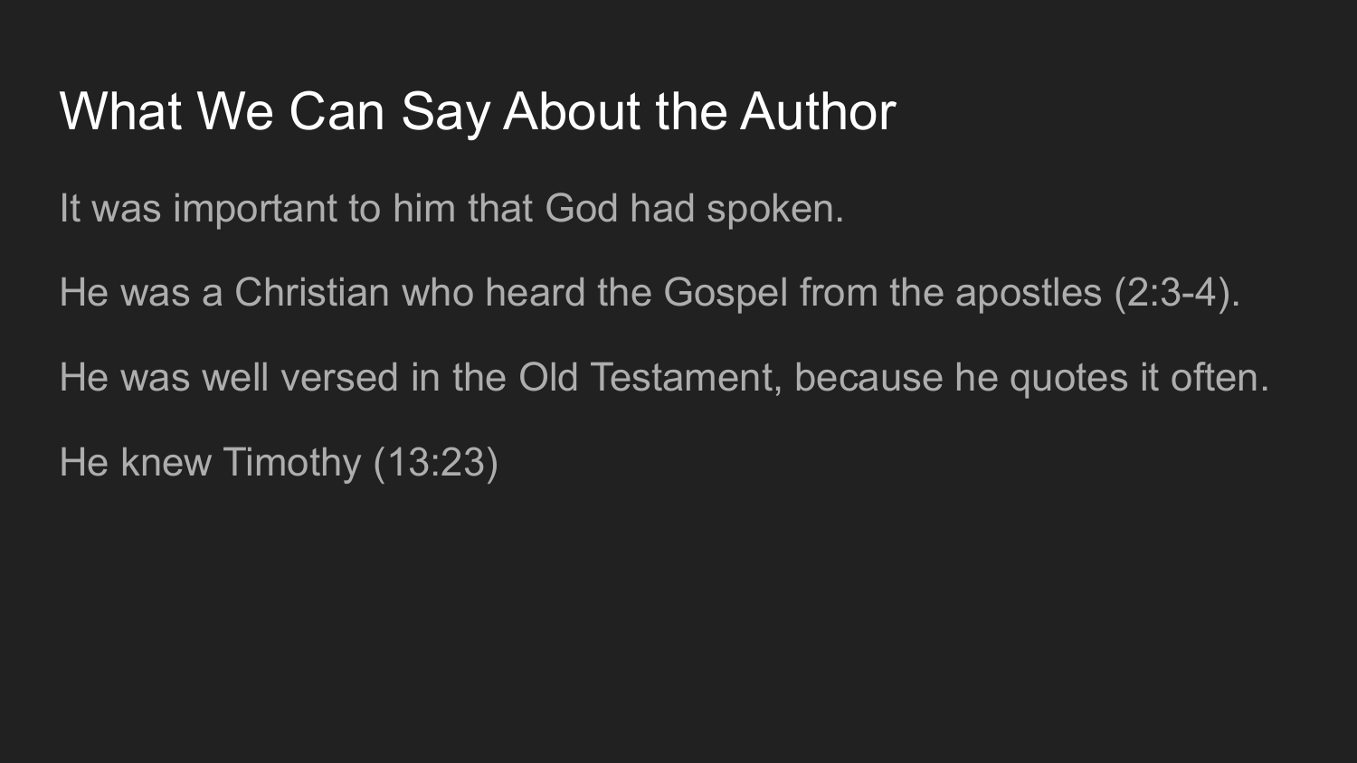# What We Can Say About the Author

It was important to him that God had spoken.

He was a Christian who heard the Gospel from the apostles (2:3-4).

He was well versed in the Old Testament, because he quotes it often.

He knew Timothy (13:23)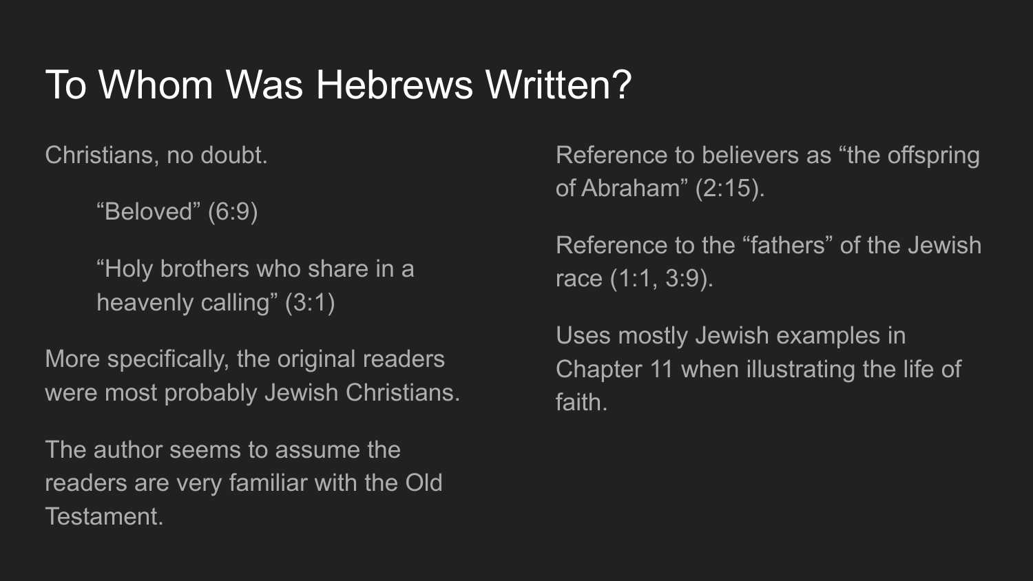# To Whom Was Hebrews Written?

Christians, no doubt.

- "Beloved" (6:9)
- "Holy brothers who share in a heavenly calling" (3:1)

More specifically, the original readers were most probably Jewish Christians.

The author seems to assume the readers are very familiar with the Old Testament.

Reference to believers as "the offspring of Abraham" (2:15).

Reference to the "fathers" of the Jewish race (1:1, 3:9).

Uses mostly Jewish examples in Chapter 11 when illustrating the life of faith.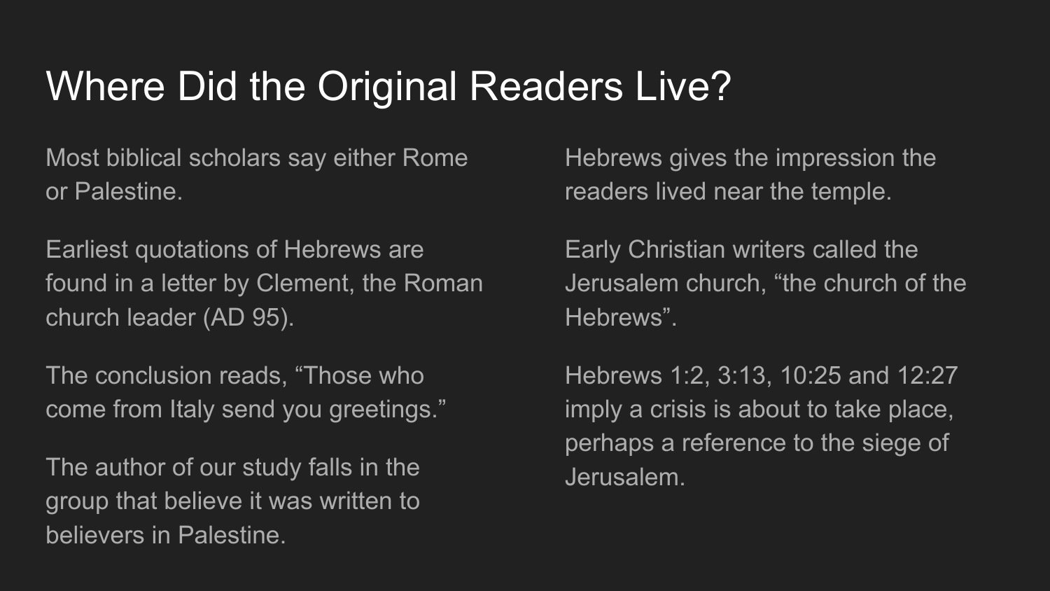# Where Did the Original Readers Live?

Most biblical scholars say either Rome or Palestine.

Earliest quotations of Hebrews are found in a letter by Clement, the Roman church leader (AD 95).

The conclusion reads, “Those who come from Italy send you greetings.”

The author of our study falls in the group that believe it was written to believers in Palestine.

Hebrews gives the impression the readers lived near the temple.

Early Christian writers called the Jerusalem church, “the church of the Hebrews”.

Hebrews 1:2, 3:13, 10:25 and 12:27 imply a crisis is about to take place, perhaps a reference to the siege of Jerusalem.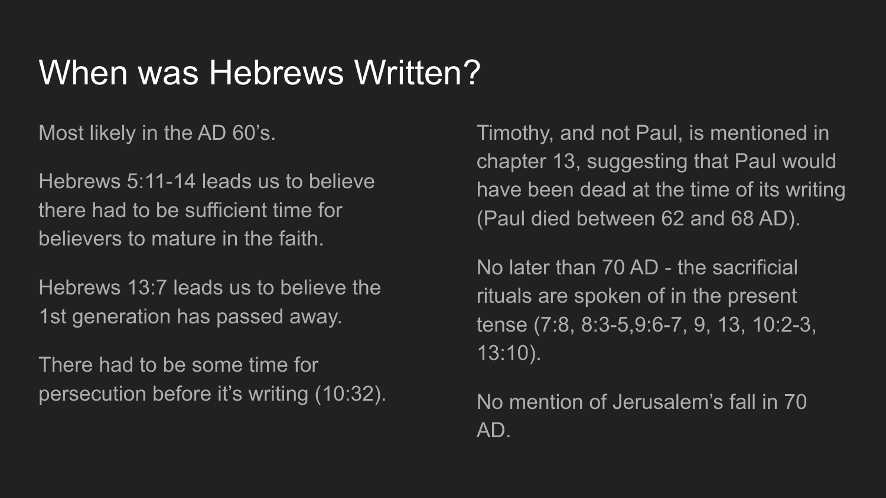# When was Hebrews Written?

Most likely in the AD 60's.

Hebrews 5:11-14 leads us to believe there had to be sufficient time for believers to mature in the faith.

Hebrews 13:7 leads us to believe the 1st generation has passed away.

There had to be some time for persecution before it's writing (10:32).

Timothy, and not Paul, is mentioned in chapter 13, suggesting that Paul would have been dead at the time of its writing (Paul died between 62 and 68 AD).

No later than 70 AD - the sacrificial rituals are spoken of in the present tense (7:8, 8:3-5,9:6-7, 9, 13, 10:2-3, 13:10).

No mention of Jerusalem's fall in 70 AD.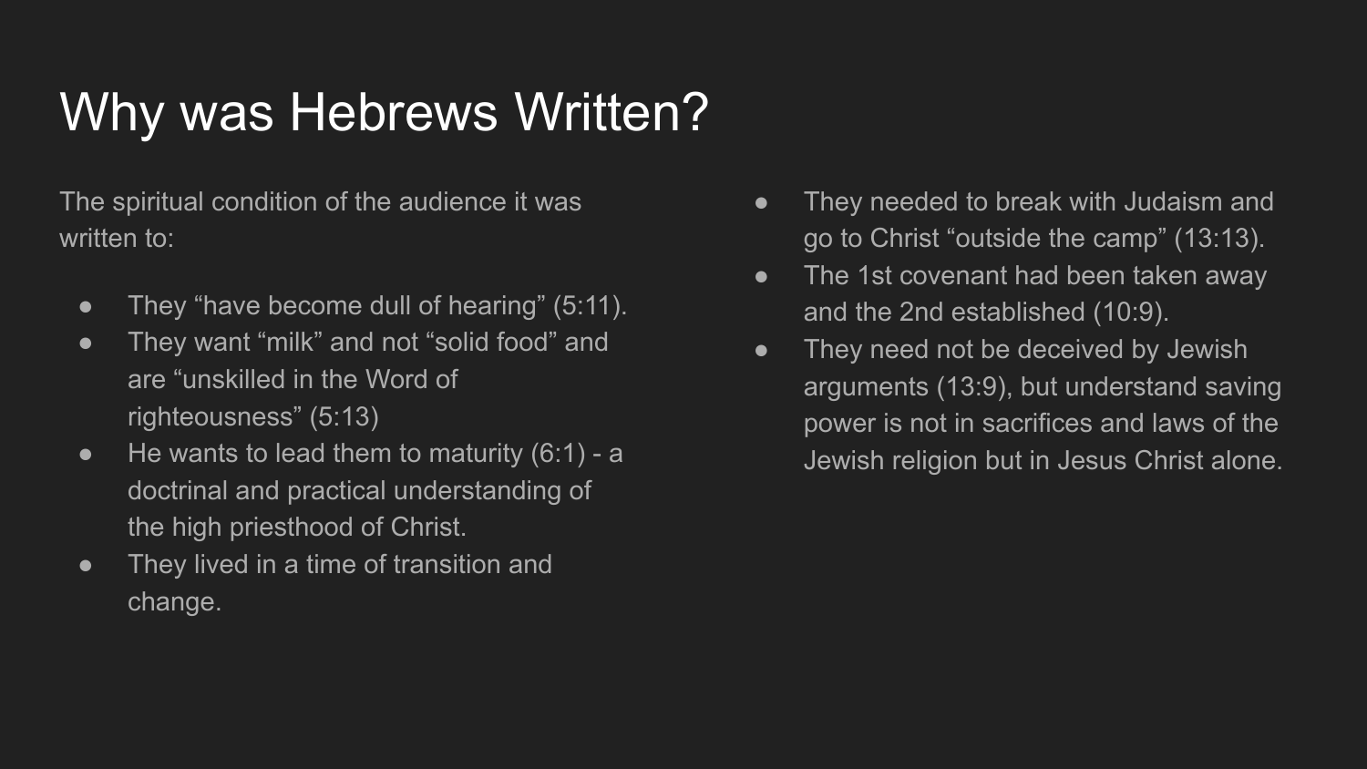# Why was Hebrews Written?

The spiritual condition of the audience it was written to:

- They "have become dull of hearing" (5:11).
- They want "milk" and not "solid food" and are "unskilled in the Word of righteousness" (5:13)
- He wants to lead them to maturity (6:1) - a doctrinal and practical understanding of the high priesthood of Christ.
- They lived in a time of transition and change.
- They needed to break with Judaism and go to Christ "outside the camp" (13:13).
- The 1st covenant had been taken away and the 2nd established (10:9).
- They need not be deceived by Jewish arguments (13:9), but understand saving power is not in sacrifices and laws of the Jewish religion but in Jesus Christ alone.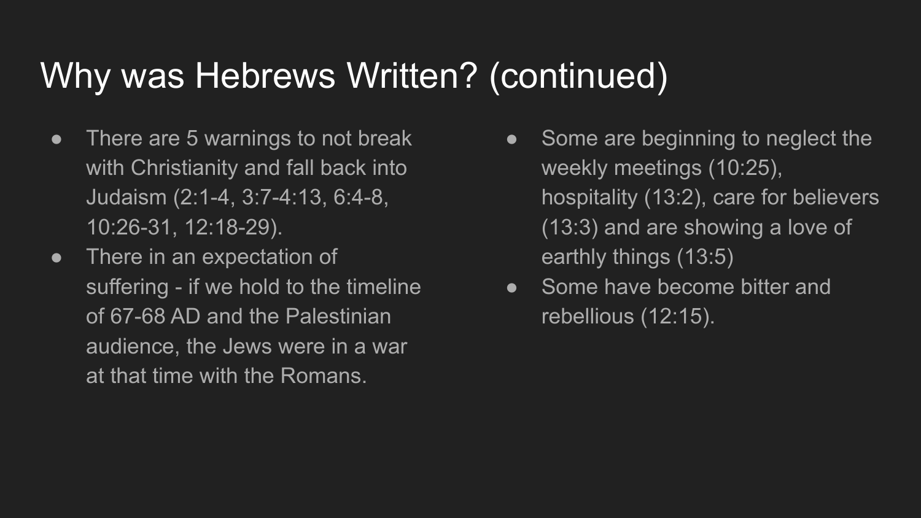# Why was Hebrews Written? (continued)

- There are 5 warnings to not break with Christianity and fall back into Judaism (2:1-4, 3:7-4:13, 6:4-8, 10:26-31, 12:18-29).
- There in an expectation of suffering - if we hold to the timeline of 67-68 AD and the Palestinian audience, the Jews were in a war at that time with the Romans.
- Some are beginning to neglect the weekly meetings (10:25), hospitality (13:2), care for believers (13:3) and are showing a love of earthly things (13:5)
- Some have become bitter and rebellious (12:15).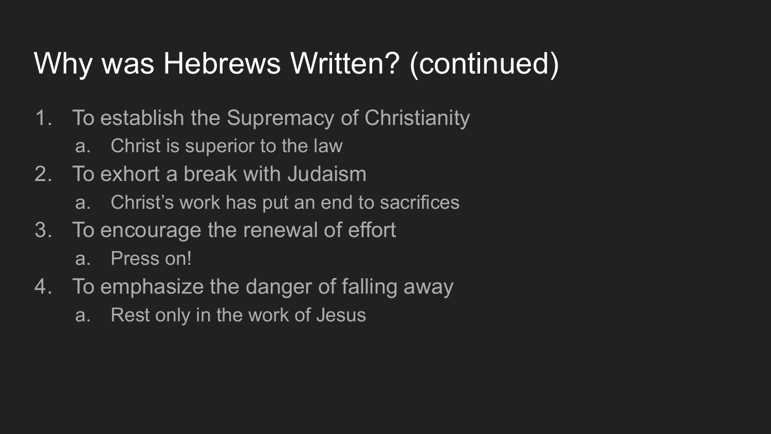# Why was Hebrews Written? (continued)

1. To establish the Supremacy of Christianity
    a. Christ is superior to the law
2. To exhort a break with Judaism
    a. Christ's work has put an end to sacrifices
3. To encourage the renewal of effort
    a. Press on!
4. To emphasize the danger of falling away
    a. Rest only in the work of Jesus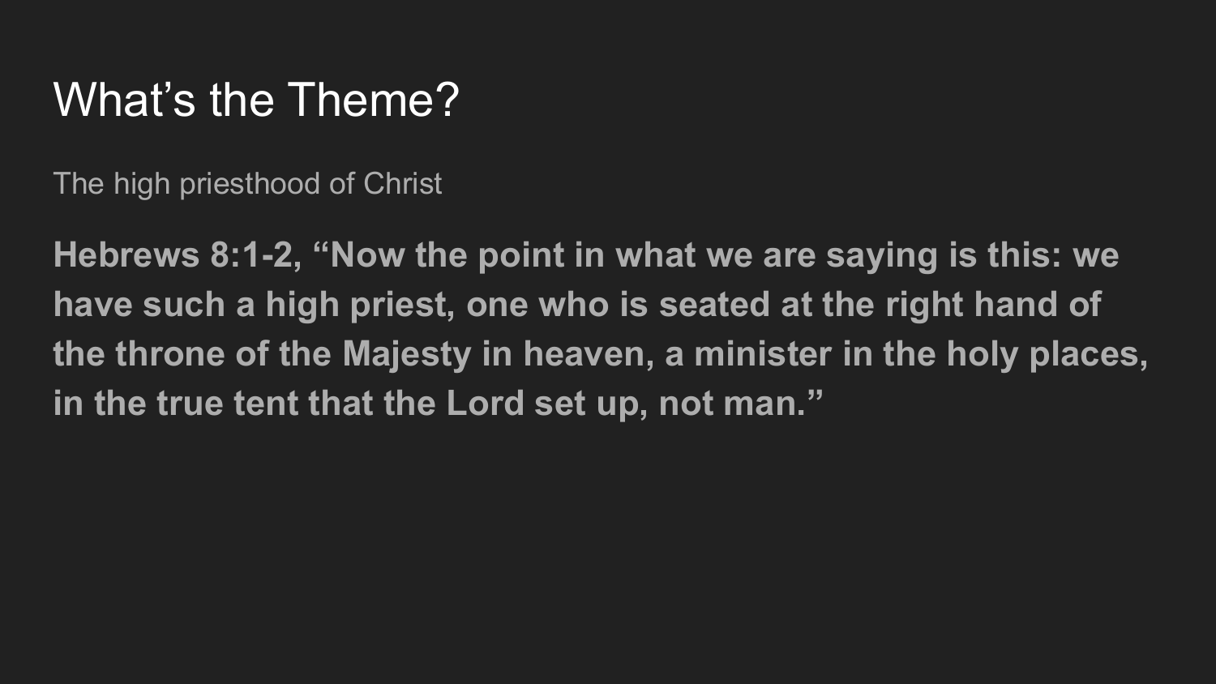# What's the Theme?

The high priesthood of Christ

**Hebrews 8:1-2, "Now the point in what we are saying is this: we have such a high priest, one who is seated at the right hand of the throne of the Majesty in heaven, a minister in the holy places, in the true tent that the Lord set up, not man."**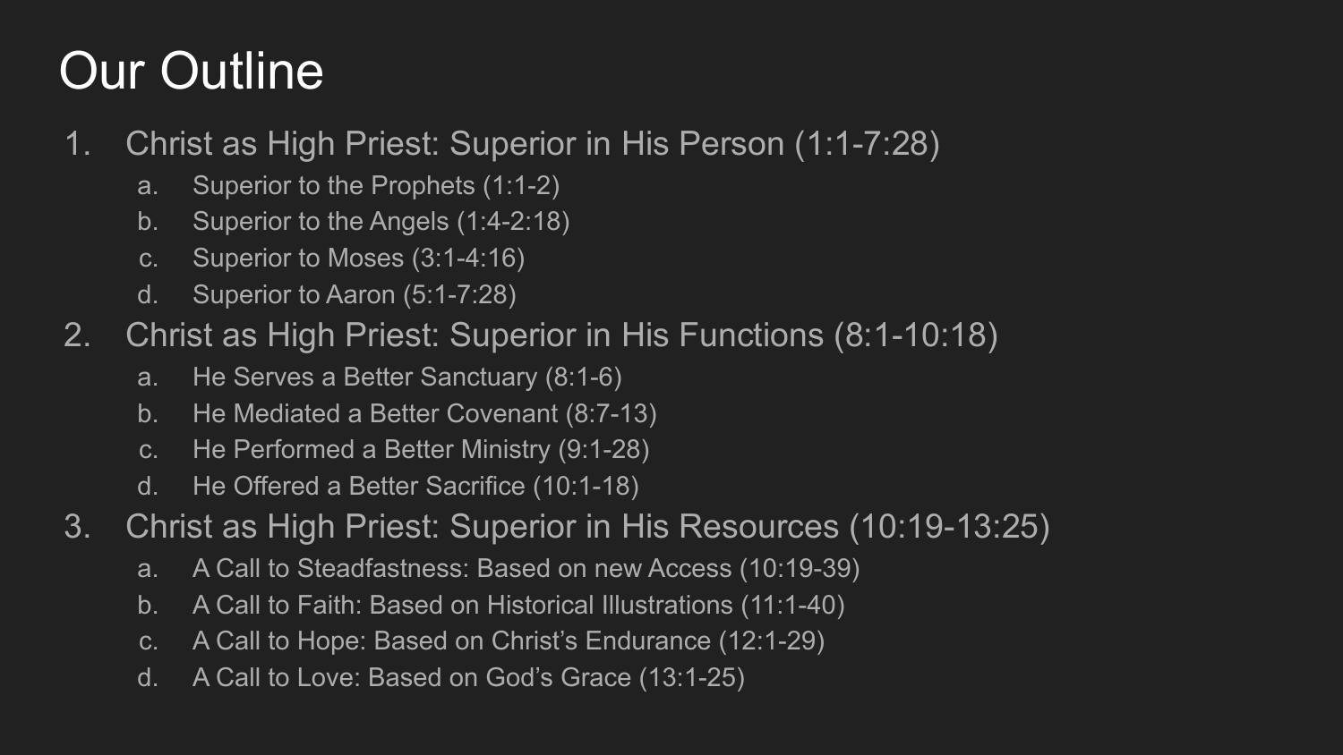# Our Outline

1. Christ as High Priest: Superior in His Person (1:1-7:28)
   a. Superior to the Prophets (1:1-2)
   b. Superior to the Angels (1:4-2:18)
   c. Superior to Moses (3:1-4:16)
   d. Superior to Aaron (5:1-7:28)
2. Christ as High Priest: Superior in His Functions (8:1-10:18)
   a. He Serves a Better Sanctuary (8:1-6)
   b. He Mediated a Better Covenant (8:7-13)
   c. He Performed a Better Ministry (9:1-28)
   d. He Offered a Better Sacrifice (10:1-18)
3. Christ as High Priest: Superior in His Resources (10:19-13:25)
   a. A Call to Steadfastness: Based on new Access (10:19-39)
   b. A Call to Faith: Based on Historical Illustrations (11:1-40)
   c. A Call to Hope: Based on Christ's Endurance (12:1-29)
   d. A Call to Love: Based on God's Grace (13:1-25)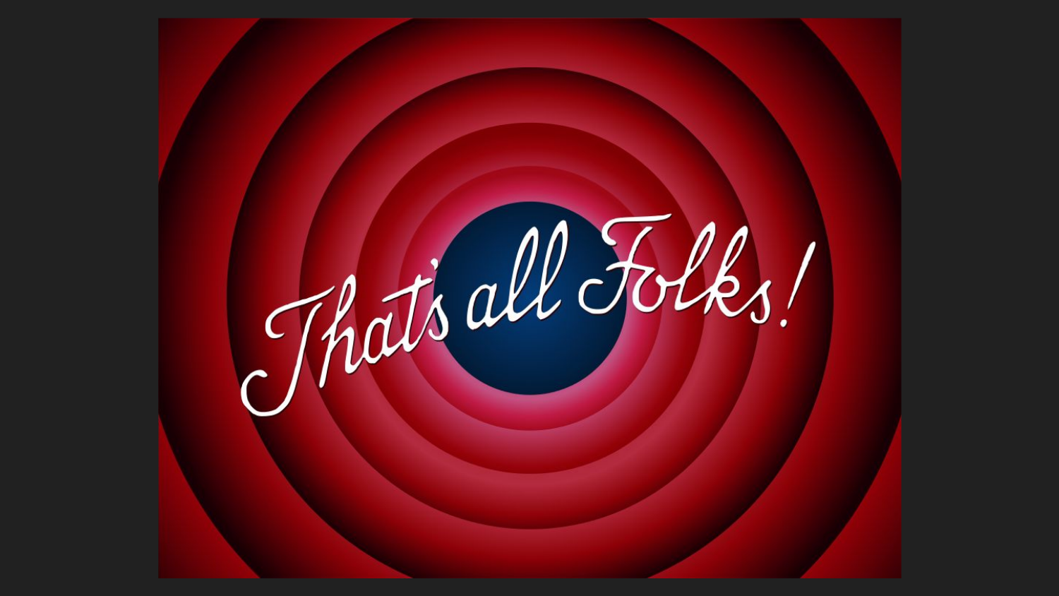That's all Folks!